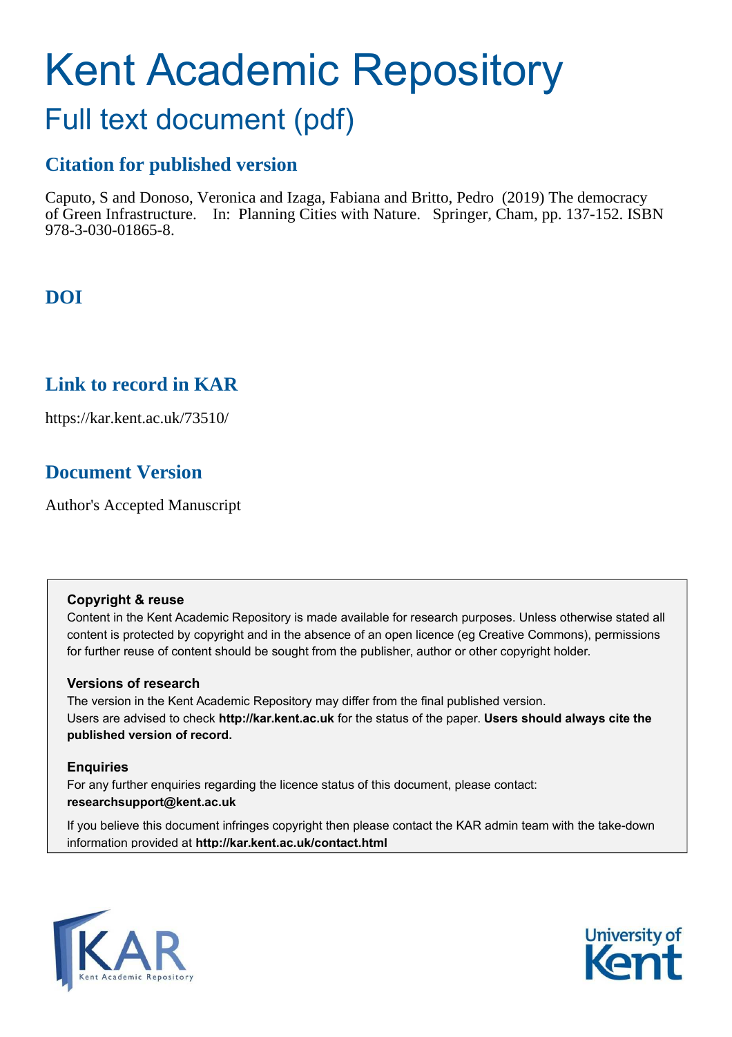# Kent Academic Repository

## Full text document (pdf)

### Citation for published version

Caputo, S and Donoso, Veronica and Izaga, Fabiana and Britto, Pedro (2019) The democracy of Green Infrastructure. In: Planning Cities with Nature. Springer, Cham, pp. 137-152. ISBN 978-3-030-01865-8.

### DOI

### Link to record in KAR

https://kar.kent.ac.uk/73510/

### Document Version

Author's Accepted Manuscript

**Copyright & reuse**

Content in the Kent Academic Repository is made available for research purposes. Unless otherwise stated all content is protected by copyright and in the absence of an open licence (eg Creative Commons), permissions for further reuse of content should be sought from the publisher, author or other copyright holder.

**Versions of research**

The version in the Kent Academic Repository may differ from the final published version. Users are advised to check **http://kar.kent.ac.uk** for the status of the paper. **Users should always cite the published version of record.**

**Enquiries**

For any further enquiries regarding the licence status of this document, please contact: **researchsupport@kent.ac.uk**

If you believe this document infringes copyright then please contact the KAR admin team with the take-down information provided at **http://kar.kent.ac.uk/contact.html**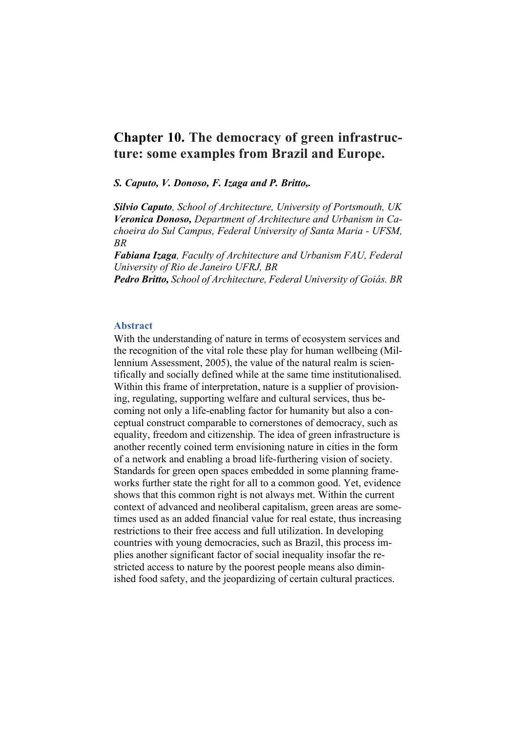# Chapter 10. The democracy of green infrastructure: some examples from Brazil and Europe.

***S. Caputo, V. Donoso, F. Izaga and P. Britto,.***

***Silvio Caputo****, School of Architecture, University of Portsmouth, UK*
***Veronica Donoso,*** *Department of Architecture and Urbanism in Cachoeira do Sul Campus, Federal University of Santa Maria - UFSM, BR*
***Fabiana Izaga****, Faculty of Architecture and Urbanism FAU, Federal University of Rio de Janeiro UFRJ, BR*
***Pedro Britto,*** *School of Architecture, Federal University of Goiás. BR*

## Abstract

With the understanding of nature in terms of ecosystem services and the recognition of the vital role these play for human wellbeing (Millennium Assessment, 2005), the value of the natural realm is scientifically and socially defined while at the same time institutionalised. Within this frame of interpretation, nature is a supplier of provisioning, regulating, supporting welfare and cultural services, thus becoming not only a life-enabling factor for humanity but also a conceptual construct comparable to cornerstones of democracy, such as equality, freedom and citizenship. The idea of green infrastructure is another recently coined term envisioning nature in cities in the form of a network and enabling a broad life-furthering vision of society. Standards for green open spaces embedded in some planning frameworks further state the right for all to a common good. Yet, evidence shows that this common right is not always met. Within the current context of advanced and neoliberal capitalism, green areas are sometimes used as an added financial value for real estate, thus increasing restrictions to their free access and full utilization. In developing countries with young democracies, such as Brazil, this process implies another significant factor of social inequality insofar the restricted access to nature by the poorest people means also diminished food safety, and the jeopardizing of certain cultural practices.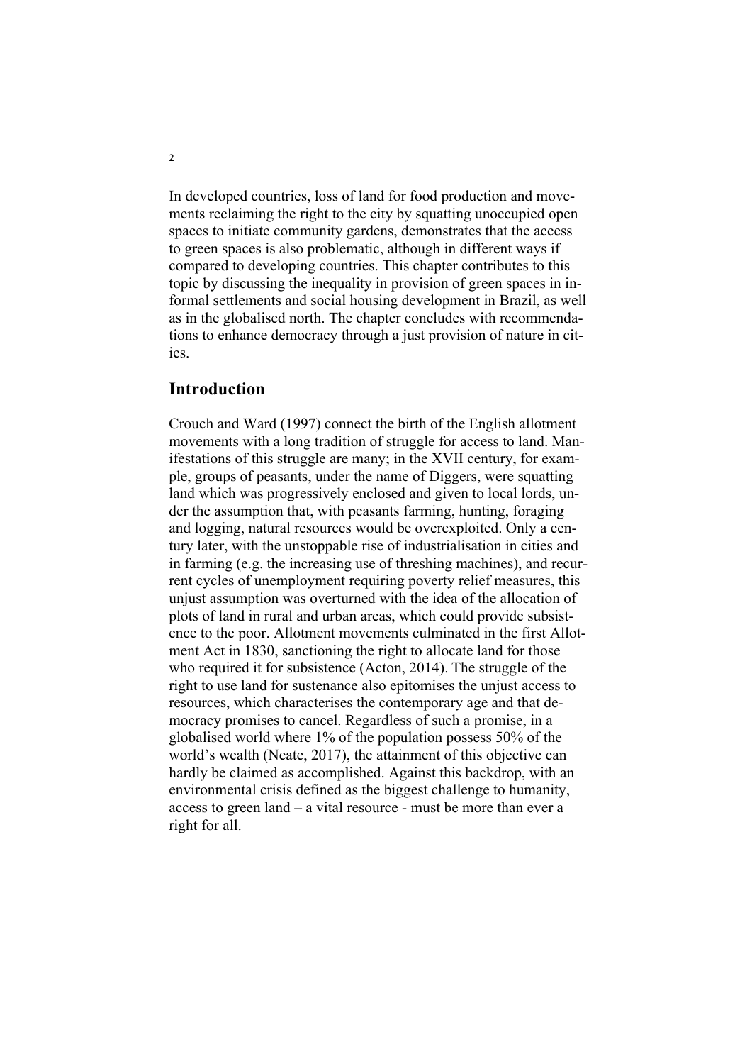In developed countries, loss of land for food production and movements reclaiming the right to the city by squatting unoccupied open spaces to initiate community gardens, demonstrates that the access to green spaces is also problematic, although in different ways if compared to developing countries. This chapter contributes to this topic by discussing the inequality in provision of green spaces in informal settlements and social housing development in Brazil, as well as in the globalised north. The chapter concludes with recommendations to enhance democracy through a just provision of nature in cities.

## Introduction

Crouch and Ward (1997) connect the birth of the English allotment movements with a long tradition of struggle for access to land. Manifestations of this struggle are many; in the XVII century, for example, groups of peasants, under the name of Diggers, were squatting land which was progressively enclosed and given to local lords, under the assumption that, with peasants farming, hunting, foraging and logging, natural resources would be overexploited. Only a century later, with the unstoppable rise of industrialisation in cities and in farming (e.g. the increasing use of threshing machines), and recurrent cycles of unemployment requiring poverty relief measures, this unjust assumption was overturned with the idea of the allocation of plots of land in rural and urban areas, which could provide subsistence to the poor. Allotment movements culminated in the first Allotment Act in 1830, sanctioning the right to allocate land for those who required it for subsistence (Acton, 2014). The struggle of the right to use land for sustenance also epitomises the unjust access to resources, which characterises the contemporary age and that democracy promises to cancel. Regardless of such a promise, in a globalised world where 1% of the population possess 50% of the world's wealth (Neate, 2017), the attainment of this objective can hardly be claimed as accomplished. Against this backdrop, with an environmental crisis defined as the biggest challenge to humanity, access to green land – a vital resource - must be more than ever a right for all.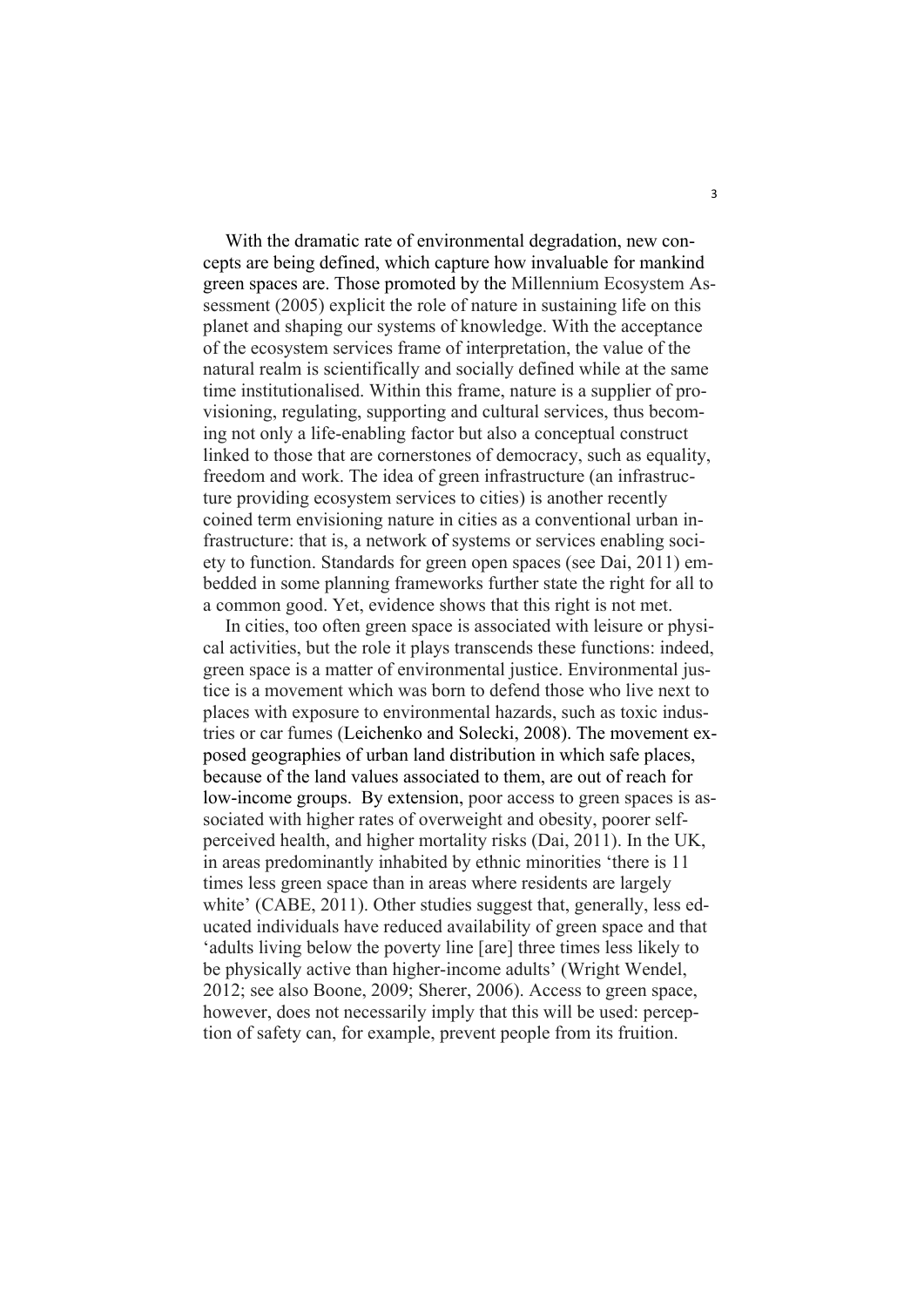With the dramatic rate of environmental degradation, new concepts are being defined, which capture how invaluable for mankind green spaces are. Those promoted by the Millennium Ecosystem Assessment (2005) explicit the role of nature in sustaining life on this planet and shaping our systems of knowledge. With the acceptance of the ecosystem services frame of interpretation, the value of the natural realm is scientifically and socially defined while at the same time institutionalised. Within this frame, nature is a supplier of provisioning, regulating, supporting and cultural services, thus becoming not only a life-enabling factor but also a conceptual construct linked to those that are cornerstones of democracy, such as equality, freedom and work. The idea of green infrastructure (an infrastructure providing ecosystem services to cities) is another recently coined term envisioning nature in cities as a conventional urban infrastructure: that is, a network of systems or services enabling society to function. Standards for green open spaces (see Dai, 2011) embedded in some planning frameworks further state the right for all to a common good. Yet, evidence shows that this right is not met.

In cities, too often green space is associated with leisure or physical activities, but the role it plays transcends these functions: indeed, green space is a matter of environmental justice. Environmental justice is a movement which was born to defend those who live next to places with exposure to environmental hazards, such as toxic industries or car fumes (Leichenko and Solecki, 2008). The movement exposed geographies of urban land distribution in which safe places, because of the land values associated to them, are out of reach for low-income groups. By extension, poor access to green spaces is associated with higher rates of overweight and obesity, poorer self-perceived health, and higher mortality risks (Dai, 2011). In the UK, in areas predominantly inhabited by ethnic minorities 'there is 11 times less green space than in areas where residents are largely white' (CABE, 2011). Other studies suggest that, generally, less educated individuals have reduced availability of green space and that 'adults living below the poverty line [are] three times less likely to be physically active than higher-income adults' (Wright Wendel, 2012; see also Boone, 2009; Sherer, 2006). Access to green space, however, does not necessarily imply that this will be used: perception of safety can, for example, prevent people from its fruition.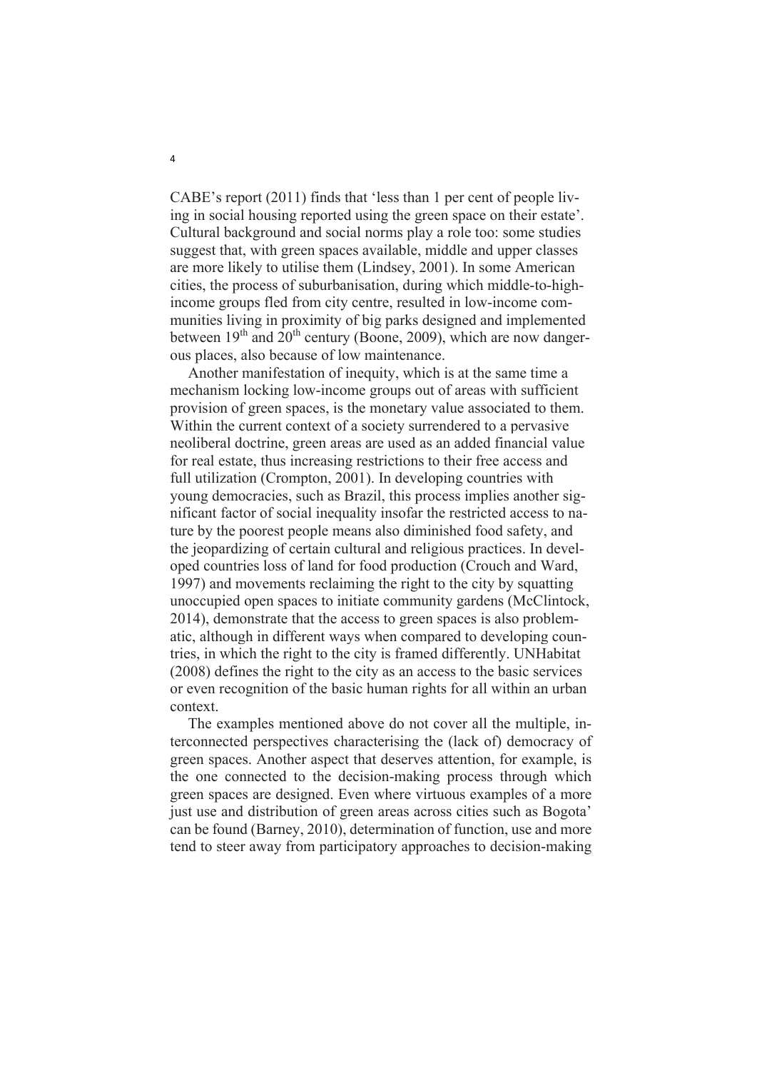CABE's report (2011) finds that 'less than 1 per cent of people living in social housing reported using the green space on their estate'. Cultural background and social norms play a role too: some studies suggest that, with green spaces available, middle and upper classes are more likely to utilise them (Lindsey, 2001). In some American cities, the process of suburbanisation, during which middle-to-high-income groups fled from city centre, resulted in low-income communities living in proximity of big parks designed and implemented between 19th and 20th century (Boone, 2009), which are now dangerous places, also because of low maintenance.

Another manifestation of inequity, which is at the same time a mechanism locking low-income groups out of areas with sufficient provision of green spaces, is the monetary value associated to them. Within the current context of a society surrendered to a pervasive neoliberal doctrine, green areas are used as an added financial value for real estate, thus increasing restrictions to their free access and full utilization (Crompton, 2001). In developing countries with young democracies, such as Brazil, this process implies another significant factor of social inequality insofar the restricted access to nature by the poorest people means also diminished food safety, and the jeopardizing of certain cultural and religious practices. In developed countries loss of land for food production (Crouch and Ward, 1997) and movements reclaiming the right to the city by squatting unoccupied open spaces to initiate community gardens (McClintock, 2014), demonstrate that the access to green spaces is also problematic, although in different ways when compared to developing countries, in which the right to the city is framed differently. UNHabitat (2008) defines the right to the city as an access to the basic services or even recognition of the basic human rights for all within an urban context.

The examples mentioned above do not cover all the multiple, interconnected perspectives characterising the (lack of) democracy of green spaces. Another aspect that deserves attention, for example, is the one connected to the decision-making process through which green spaces are designed. Even where virtuous examples of a more just use and distribution of green areas across cities such as Bogota' can be found (Barney, 2010), determination of function, use and more tend to steer away from participatory approaches to decision-making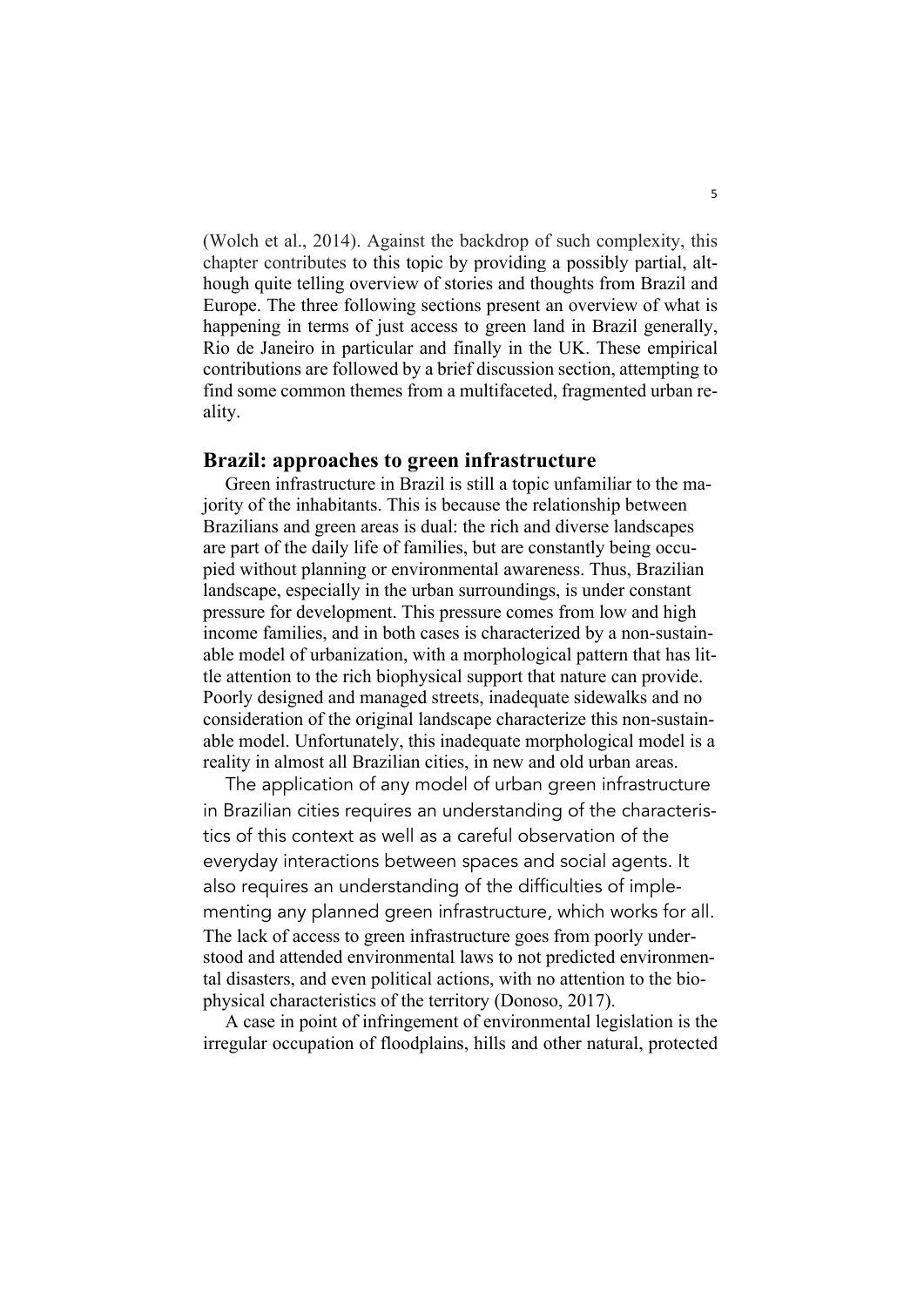(Wolch et al., 2014). Against the backdrop of such complexity, this chapter contributes to this topic by providing a possibly partial, although quite telling overview of stories and thoughts from Brazil and Europe. The three following sections present an overview of what is happening in terms of just access to green land in Brazil generally, Rio de Janeiro in particular and finally in the UK. These empirical contributions are followed by a brief discussion section, attempting to find some common themes from a multifaceted, fragmented urban reality.

## Brazil: approaches to green infrastructure

Green infrastructure in Brazil is still a topic unfamiliar to the majority of the inhabitants. This is because the relationship between Brazilians and green areas is dual: the rich and diverse landscapes are part of the daily life of families, but are constantly being occupied without planning or environmental awareness. Thus, Brazilian landscape, especially in the urban surroundings, is under constant pressure for development. This pressure comes from low and high income families, and in both cases is characterized by a non-sustainable model of urbanization, with a morphological pattern that has little attention to the rich biophysical support that nature can provide. Poorly designed and managed streets, inadequate sidewalks and no consideration of the original landscape characterize this non-sustainable model. Unfortunately, this inadequate morphological model is a reality in almost all Brazilian cities, in new and old urban areas.

The application of any model of urban green infrastructure in Brazilian cities requires an understanding of the characteristics of this context as well as a careful observation of the everyday interactions between spaces and social agents. It also requires an understanding of the difficulties of implementing any planned green infrastructure, which works for all. The lack of access to green infrastructure goes from poorly understood and attended environmental laws to not predicted environmental disasters, and even political actions, with no attention to the biophysical characteristics of the territory (Donoso, 2017).

A case in point of infringement of environmental legislation is the irregular occupation of floodplains, hills and other natural, protected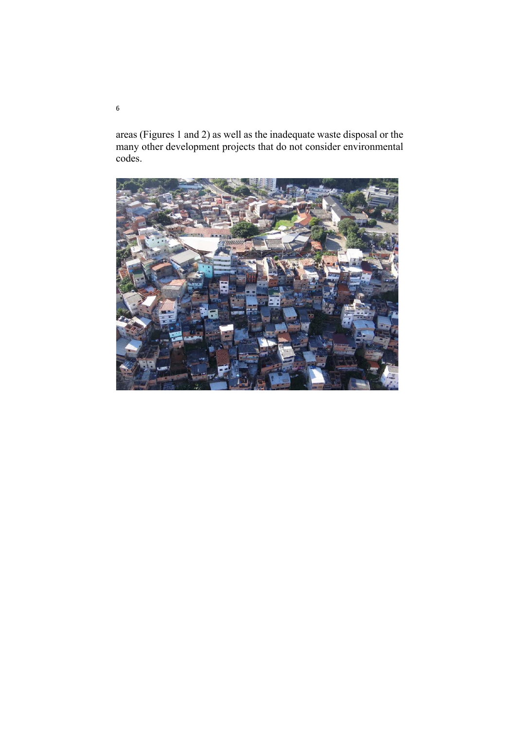areas (Figures 1 and 2) as well as the inadequate waste disposal or the many other development projects that do not consider environmental codes.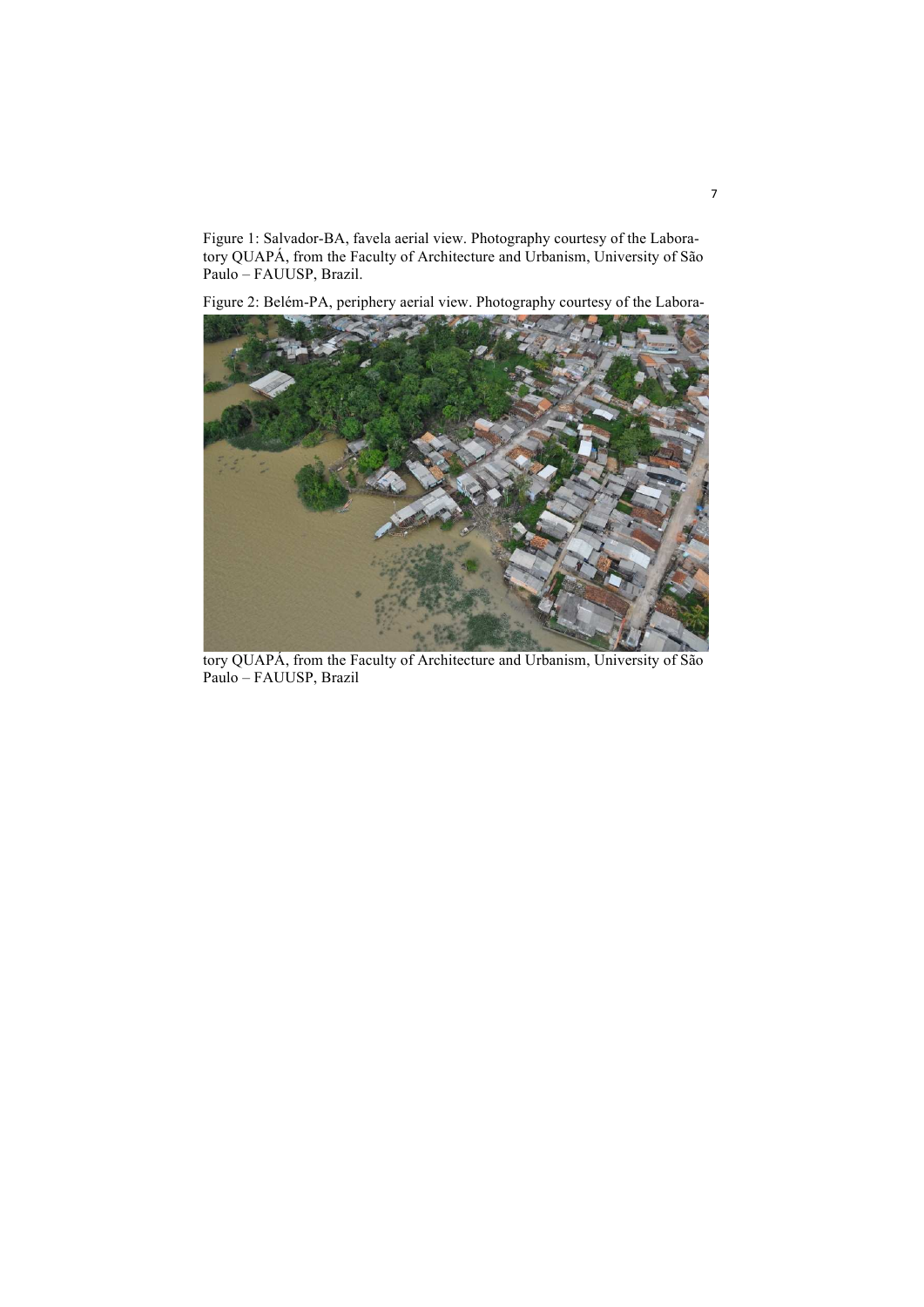Figure 1: Salvador-BA, favela aerial view. Photography courtesy of the Laboratory QUAPÁ, from the Faculty of Architecture and Urbanism, University of São Paulo – FAUUSP, Brazil.

Figure 2: Belém-PA, periphery aerial view. Photography courtesy of the Laboratory QUAPÁ, from the Faculty of Architecture and Urbanism, University of São Paulo – FAUUSP, Brazil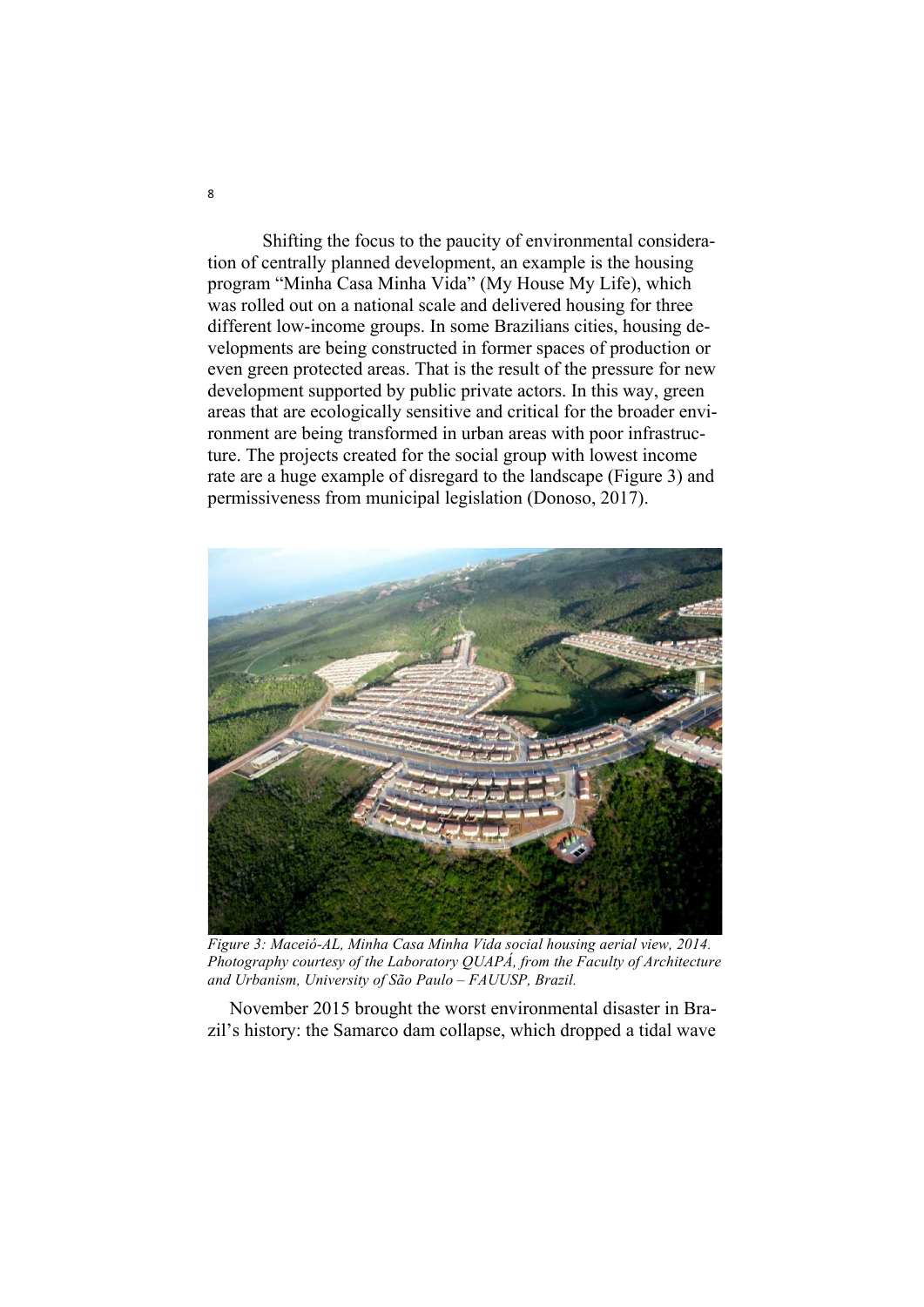Shifting the focus to the paucity of environmental consideration of centrally planned development, an example is the housing program “Minha Casa Minha Vida” (My House My Life), which was rolled out on a national scale and delivered housing for three different low-income groups. In some Brazilians cities, housing developments are being constructed in former spaces of production or even green protected areas. That is the result of the pressure for new development supported by public private actors. In this way, green areas that are ecologically sensitive and critical for the broader environment are being transformed in urban areas with poor infrastructure. The projects created for the social group with lowest income rate are a huge example of disregard to the landscape (Figure 3) and permissiveness from municipal legislation (Donoso, 2017).

*Figure 3: Maceió-AL, Minha Casa Minha Vida social housing aerial view, 2014. Photography courtesy of the Laboratory QUAPÁ, from the Faculty of Architecture and Urbanism, University of São Paulo – FAUUSP, Brazil.*

November 2015 brought the worst environmental disaster in Brazil’s history: the Samarco dam collapse, which dropped a tidal wave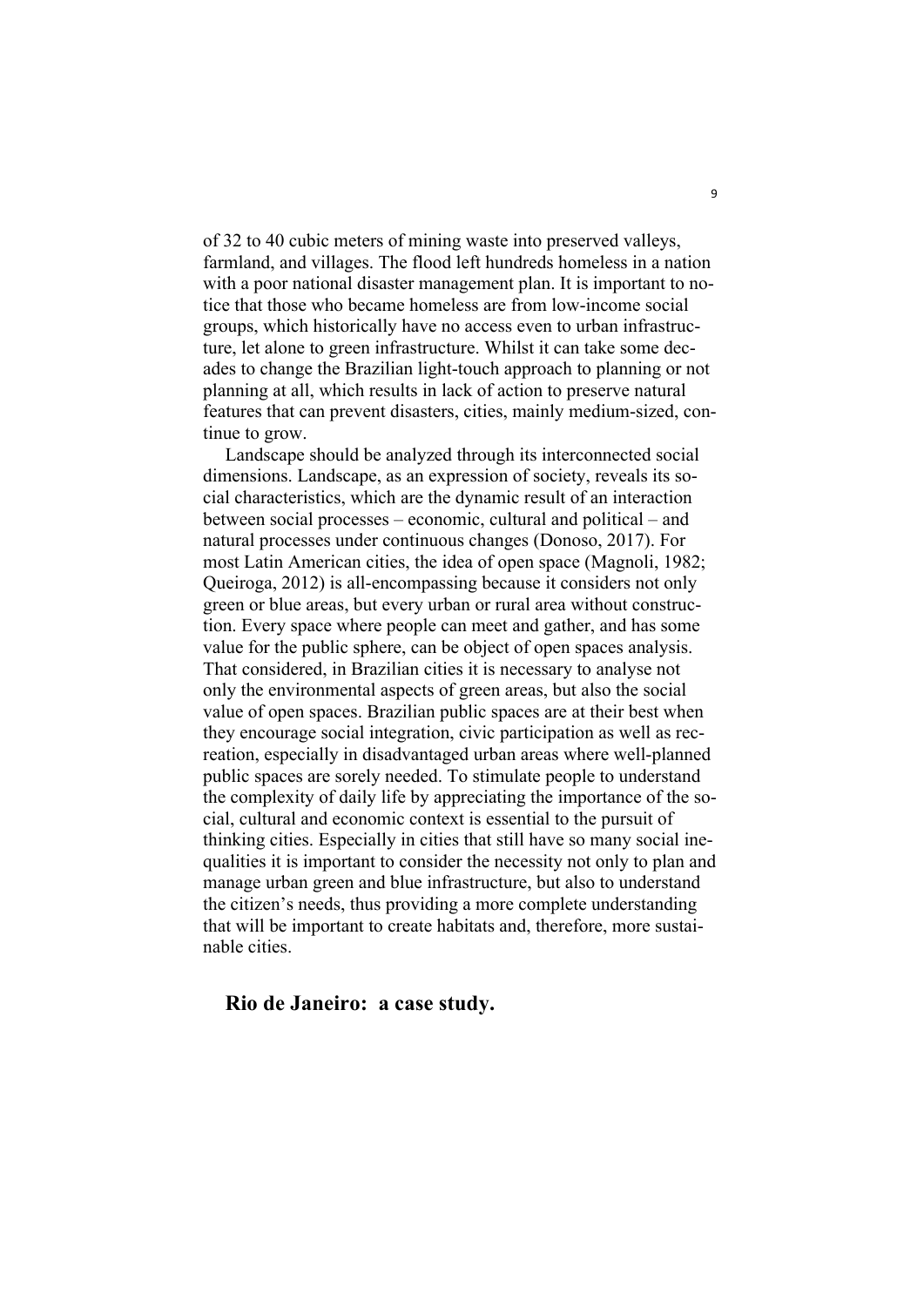of 32 to 40 cubic meters of mining waste into preserved valleys, farmland, and villages. The flood left hundreds homeless in a nation with a poor national disaster management plan. It is important to notice that those who became homeless are from low-income social groups, which historically have no access even to urban infrastructure, let alone to green infrastructure. Whilst it can take some decades to change the Brazilian light-touch approach to planning or not planning at all, which results in lack of action to preserve natural features that can prevent disasters, cities, mainly medium-sized, continue to grow.

Landscape should be analyzed through its interconnected social dimensions. Landscape, as an expression of society, reveals its social characteristics, which are the dynamic result of an interaction between social processes – economic, cultural and political – and natural processes under continuous changes (Donoso, 2017). For most Latin American cities, the idea of open space (Magnoli, 1982; Queiroga, 2012) is all-encompassing because it considers not only green or blue areas, but every urban or rural area without construction. Every space where people can meet and gather, and has some value for the public sphere, can be object of open spaces analysis. That considered, in Brazilian cities it is necessary to analyse not only the environmental aspects of green areas, but also the social value of open spaces. Brazilian public spaces are at their best when they encourage social integration, civic participation as well as recreation, especially in disadvantaged urban areas where well-planned public spaces are sorely needed. To stimulate people to understand the complexity of daily life by appreciating the importance of the social, cultural and economic context is essential to the pursuit of thinking cities. Especially in cities that still have so many social inequalities it is important to consider the necessity not only to plan and manage urban green and blue infrastructure, but also to understand the citizen's needs, thus providing a more complete understanding that will be important to create habitats and, therefore, more sustainable cities.

## Rio de Janeiro: a case study.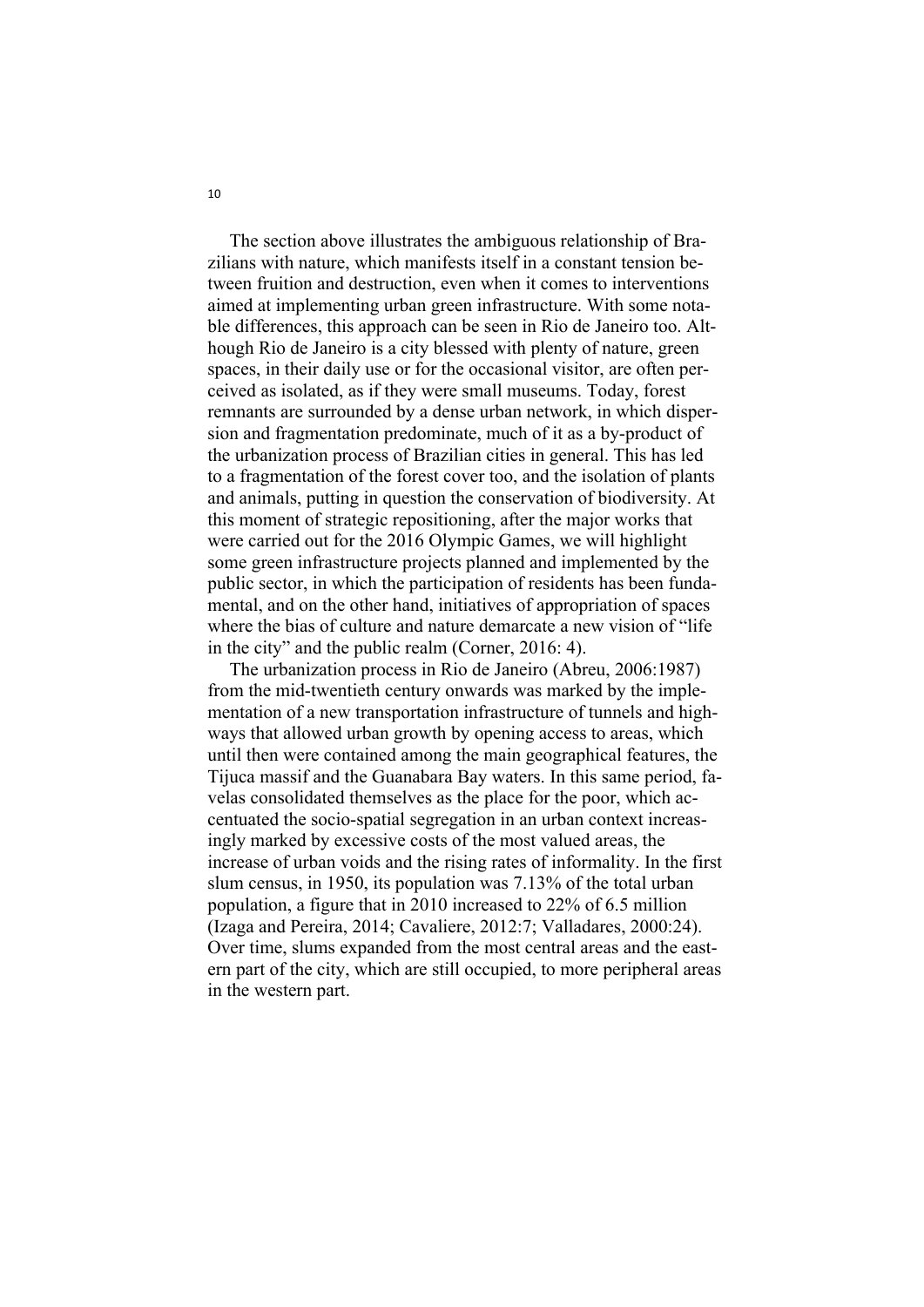The section above illustrates the ambiguous relationship of Brazilians with nature, which manifests itself in a constant tension between fruition and destruction, even when it comes to interventions aimed at implementing urban green infrastructure. With some notable differences, this approach can be seen in Rio de Janeiro too. Although Rio de Janeiro is a city blessed with plenty of nature, green spaces, in their daily use or for the occasional visitor, are often perceived as isolated, as if they were small museums. Today, forest remnants are surrounded by a dense urban network, in which dispersion and fragmentation predominate, much of it as a by-product of the urbanization process of Brazilian cities in general. This has led to a fragmentation of the forest cover too, and the isolation of plants and animals, putting in question the conservation of biodiversity. At this moment of strategic repositioning, after the major works that were carried out for the 2016 Olympic Games, we will highlight some green infrastructure projects planned and implemented by the public sector, in which the participation of residents has been fundamental, and on the other hand, initiatives of appropriation of spaces where the bias of culture and nature demarcate a new vision of "life in the city" and the public realm (Corner, 2016: 4).

The urbanization process in Rio de Janeiro (Abreu, 2006:1987) from the mid-twentieth century onwards was marked by the implementation of a new transportation infrastructure of tunnels and highways that allowed urban growth by opening access to areas, which until then were contained among the main geographical features, the Tijuca massif and the Guanabara Bay waters. In this same period, favelas consolidated themselves as the place for the poor, which accentuated the socio-spatial segregation in an urban context increasingly marked by excessive costs of the most valued areas, the increase of urban voids and the rising rates of informality. In the first slum census, in 1950, its population was 7.13% of the total urban population, a figure that in 2010 increased to 22% of 6.5 million (Izaga and Pereira, 2014; Cavaliere, 2012:7; Valladares, 2000:24). Over time, slums expanded from the most central areas and the eastern part of the city, which are still occupied, to more peripheral areas in the western part.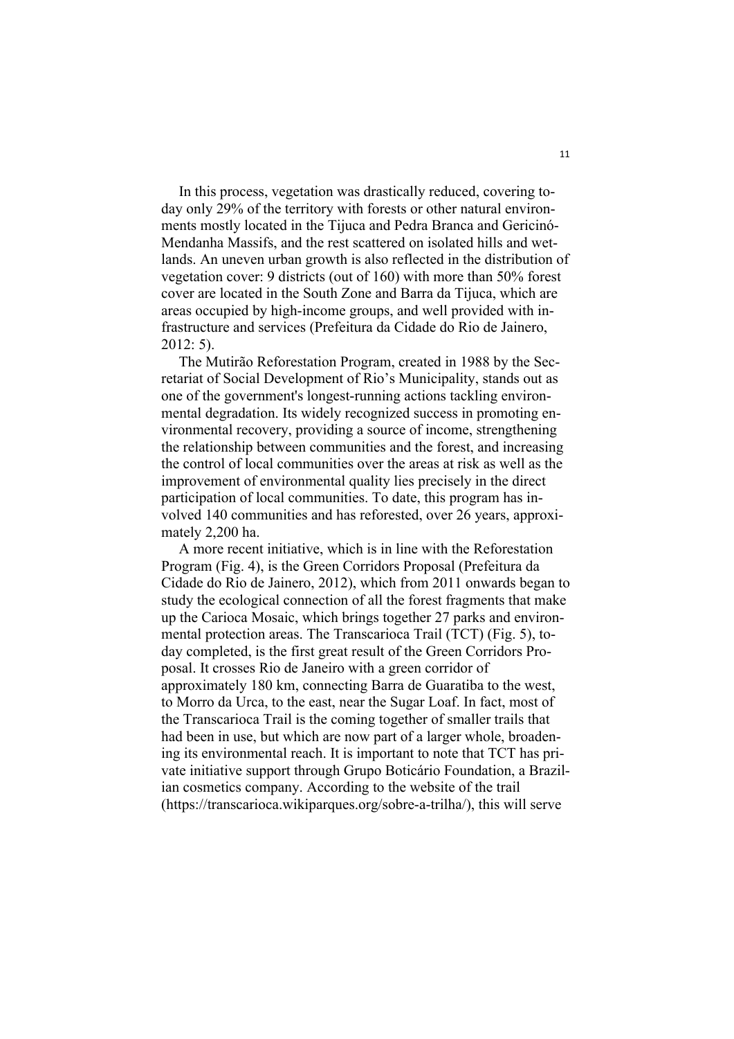In this process, vegetation was drastically reduced, covering today only 29% of the territory with forests or other natural environments mostly located in the Tijuca and Pedra Branca and Gericinó-Mendanha Massifs, and the rest scattered on isolated hills and wetlands. An uneven urban growth is also reflected in the distribution of vegetation cover: 9 districts (out of 160) with more than 50% forest cover are located in the South Zone and Barra da Tijuca, which are areas occupied by high-income groups, and well provided with infrastructure and services (Prefeitura da Cidade do Rio de Jainero, 2012: 5).

The Mutirão Reforestation Program, created in 1988 by the Secretariat of Social Development of Rio's Municipality, stands out as one of the government's longest-running actions tackling environmental degradation. Its widely recognized success in promoting environmental recovery, providing a source of income, strengthening the relationship between communities and the forest, and increasing the control of local communities over the areas at risk as well as the improvement of environmental quality lies precisely in the direct participation of local communities. To date, this program has involved 140 communities and has reforested, over 26 years, approximately 2,200 ha.

A more recent initiative, which is in line with the Reforestation Program (Fig. 4), is the Green Corridors Proposal (Prefeitura da Cidade do Rio de Jainero, 2012), which from 2011 onwards began to study the ecological connection of all the forest fragments that make up the Carioca Mosaic, which brings together 27 parks and environmental protection areas. The Transcarioca Trail (TCT) (Fig. 5), today completed, is the first great result of the Green Corridors Proposal. It crosses Rio de Janeiro with a green corridor of approximately 180 km, connecting Barra de Guaratiba to the west, to Morro da Urca, to the east, near the Sugar Loaf. In fact, most of the Transcarioca Trail is the coming together of smaller trails that had been in use, but which are now part of a larger whole, broadening its environmental reach. It is important to note that TCT has private initiative support through Grupo Boticário Foundation, a Brazilian cosmetics company. According to the website of the trail (https://transcarioca.wikiparques.org/sobre-a-trilha/), this will serve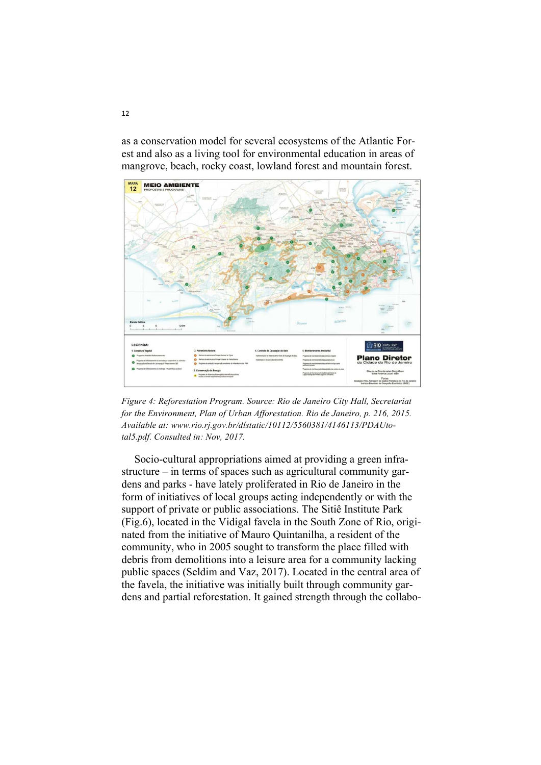as a conservation model for several ecosystems of the Atlantic Forest and also as a living tool for environmental education in areas of mangrove, beach, rocky coast, lowland forest and mountain forest.

*Figure 4: Reforestation Program. Source: Rio de Janeiro City Hall, Secretariat for the Environment, Plan of Urban Afforestation. Rio de Janeiro, p. 216, 2015. Available at: www.rio.rj.gov.br/dlstatic/10112/5560381/4146113/PDAUtotal5.pdf. Consulted in: Nov, 2017.*

Socio-cultural appropriations aimed at providing a green infrastructure – in terms of spaces such as agricultural community gardens and parks - have lately proliferated in Rio de Janeiro in the form of initiatives of local groups acting independently or with the support of private or public associations. The Sitiê Institute Park (Fig.6), located in the Vidigal favela in the South Zone of Rio, originated from the initiative of Mauro Quintanilha, a resident of the community, who in 2005 sought to transform the place filled with debris from demolitions into a leisure area for a community lacking public spaces (Seldim and Vaz, 2017). Located in the central area of the favela, the initiative was initially built through community gardens and partial reforestation. It gained strength through the collabo-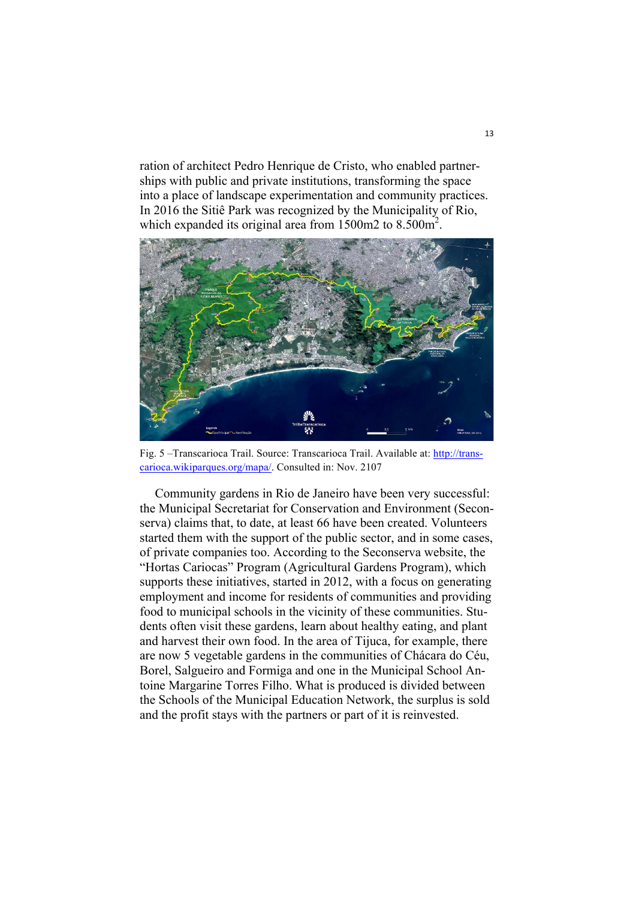ration of architect Pedro Henrique de Cristo, who enabled partnerships with public and private institutions, transforming the space into a place of landscape experimentation and community practices. In 2016 the Sitiê Park was recognized by the Municipality of Rio, which expanded its original area from 1500m2 to 8.500m$^2$.

Fig. 5 –Transcarioca Trail. Source: Transcarioca Trail. Available at: http://transcarioca.wikiparques.org/mapa/. Consulted in: Nov. 2107

Community gardens in Rio de Janeiro have been very successful: the Municipal Secretariat for Conservation and Environment (Seconserva) claims that, to date, at least 66 have been created. Volunteers started them with the support of the public sector, and in some cases, of private companies too. According to the Seconserva website, the "Hortas Cariocas" Program (Agricultural Gardens Program), which supports these initiatives, started in 2012, with a focus on generating employment and income for residents of communities and providing food to municipal schools in the vicinity of these communities. Students often visit these gardens, learn about healthy eating, and plant and harvest their own food. In the area of Tijuca, for example, there are now 5 vegetable gardens in the communities of Chácara do Céu, Borel, Salgueiro and Formiga and one in the Municipal School Antoine Margarine Torres Filho. What is produced is divided between the Schools of the Municipal Education Network, the surplus is sold and the profit stays with the partners or part of it is reinvested.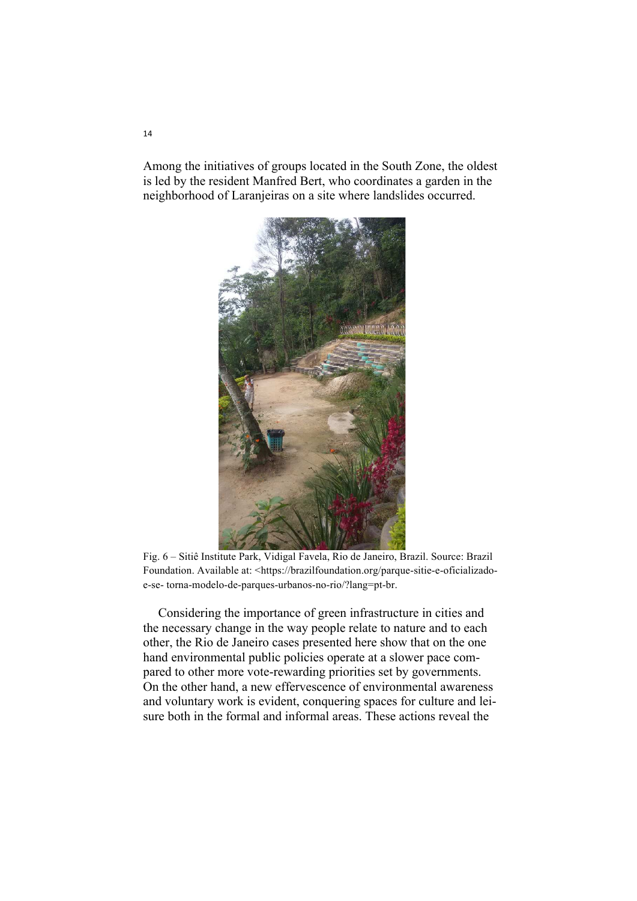Among the initiatives of groups located in the South Zone, the oldest is led by the resident Manfred Bert, who coordinates a garden in the neighborhood of Laranjeiras on a site where landslides occurred.

Fig. 6 – Sitiê Institute Park, Vidigal Favela, Rio de Janeiro, Brazil. Source: Brazil Foundation. Available at: <https://brazilfoundation.org/parque-sitie-e-oficializado-e-se- torna-modelo-de-parques-urbanos-no-rio/?lang=pt-br.

Considering the importance of green infrastructure in cities and the necessary change in the way people relate to nature and to each other, the Rio de Janeiro cases presented here show that on the one hand environmental public policies operate at a slower pace compared to other more vote-rewarding priorities set by governments. On the other hand, a new effervescence of environmental awareness and voluntary work is evident, conquering spaces for culture and leisure both in the formal and informal areas. These actions reveal the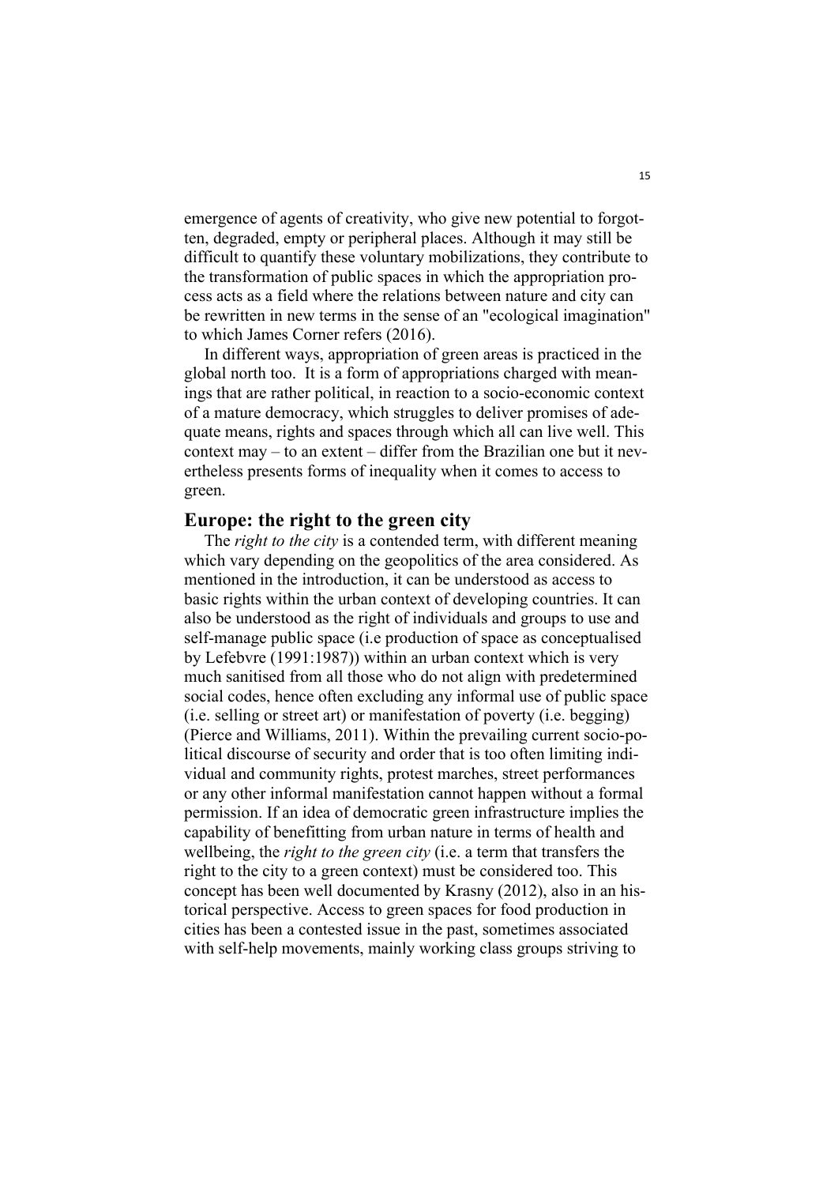emergence of agents of creativity, who give new potential to forgotten, degraded, empty or peripheral places. Although it may still be difficult to quantify these voluntary mobilizations, they contribute to the transformation of public spaces in which the appropriation process acts as a field where the relations between nature and city can be rewritten in new terms in the sense of an "ecological imagination" to which James Corner refers (2016).

In different ways, appropriation of green areas is practiced in the global north too. It is a form of appropriations charged with meanings that are rather political, in reaction to a socio-economic context of a mature democracy, which struggles to deliver promises of adequate means, rights and spaces through which all can live well. This context may – to an extent – differ from the Brazilian one but it nevertheless presents forms of inequality when it comes to access to green.

## Europe: the right to the green city

The *right to the city* is a contended term, with different meaning which vary depending on the geopolitics of the area considered. As mentioned in the introduction, it can be understood as access to basic rights within the urban context of developing countries. It can also be understood as the right of individuals and groups to use and self-manage public space (i.e production of space as conceptualised by Lefebvre (1991:1987)) within an urban context which is very much sanitised from all those who do not align with predetermined social codes, hence often excluding any informal use of public space (i.e. selling or street art) or manifestation of poverty (i.e. begging) (Pierce and Williams, 2011). Within the prevailing current socio-political discourse of security and order that is too often limiting individual and community rights, protest marches, street performances or any other informal manifestation cannot happen without a formal permission. If an idea of democratic green infrastructure implies the capability of benefitting from urban nature in terms of health and wellbeing, the *right to the green city* (i.e. a term that transfers the right to the city to a green context) must be considered too. This concept has been well documented by Krasny (2012), also in an historical perspective. Access to green spaces for food production in cities has been a contested issue in the past, sometimes associated with self-help movements, mainly working class groups striving to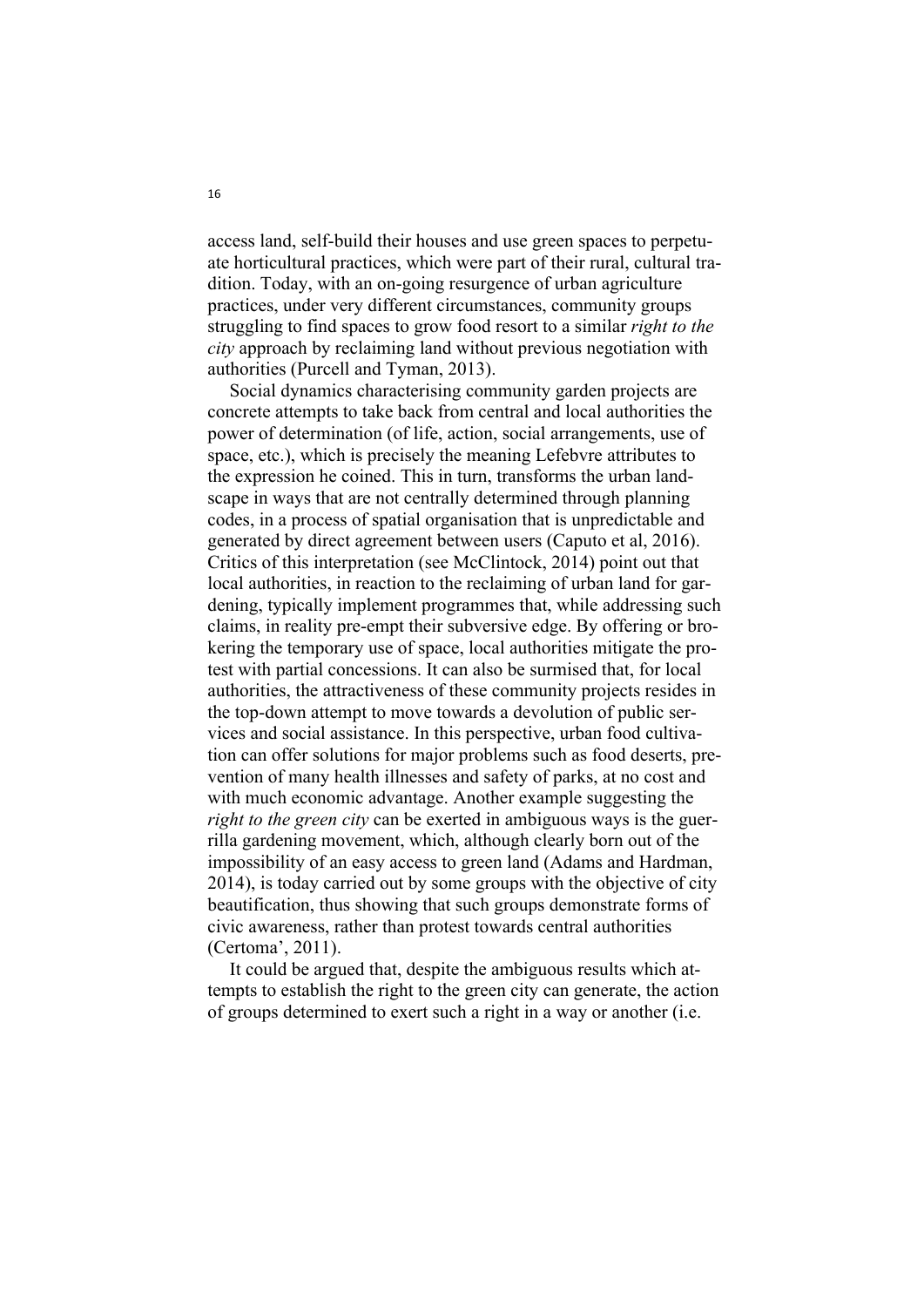access land, self-build their houses and use green spaces to perpetuate horticultural practices, which were part of their rural, cultural tradition. Today, with an on-going resurgence of urban agriculture practices, under very different circumstances, community groups struggling to find spaces to grow food resort to a similar *right to the city* approach by reclaiming land without previous negotiation with authorities (Purcell and Tyman, 2013).

Social dynamics characterising community garden projects are concrete attempts to take back from central and local authorities the power of determination (of life, action, social arrangements, use of space, etc.), which is precisely the meaning Lefebvre attributes to the expression he coined. This in turn, transforms the urban landscape in ways that are not centrally determined through planning codes, in a process of spatial organisation that is unpredictable and generated by direct agreement between users (Caputo et al, 2016). Critics of this interpretation (see McClintock, 2014) point out that local authorities, in reaction to the reclaiming of urban land for gardening, typically implement programmes that, while addressing such claims, in reality pre-empt their subversive edge. By offering or brokering the temporary use of space, local authorities mitigate the protest with partial concessions. It can also be surmised that, for local authorities, the attractiveness of these community projects resides in the top-down attempt to move towards a devolution of public services and social assistance. In this perspective, urban food cultivation can offer solutions for major problems such as food deserts, prevention of many health illnesses and safety of parks, at no cost and with much economic advantage. Another example suggesting the *right to the green city* can be exerted in ambiguous ways is the guerrilla gardening movement, which, although clearly born out of the impossibility of an easy access to green land (Adams and Hardman, 2014), is today carried out by some groups with the objective of city beautification, thus showing that such groups demonstrate forms of civic awareness, rather than protest towards central authorities (Certoma', 2011).

It could be argued that, despite the ambiguous results which attempts to establish the right to the green city can generate, the action of groups determined to exert such a right in a way or another (i.e.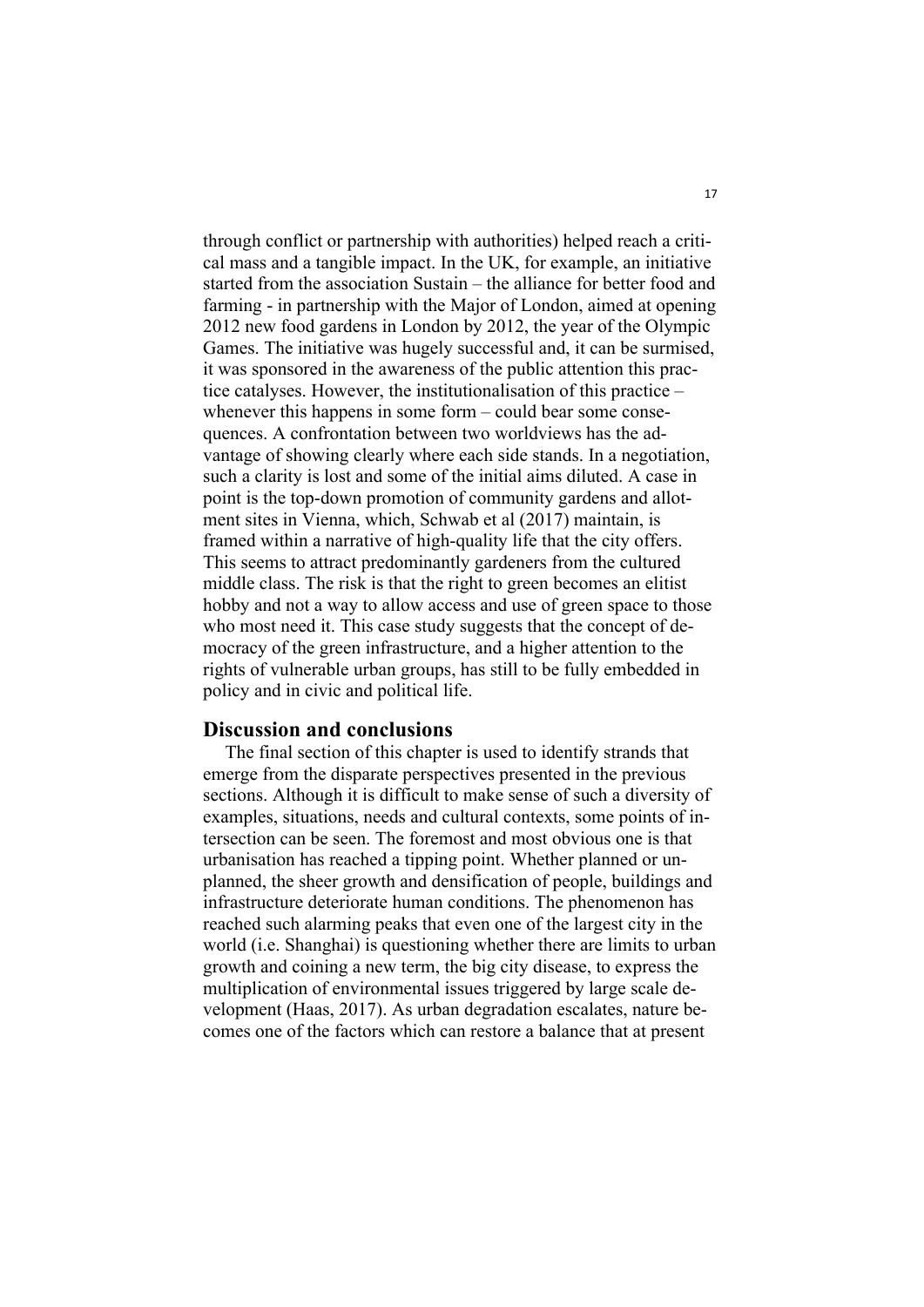through conflict or partnership with authorities) helped reach a critical mass and a tangible impact. In the UK, for example, an initiative started from the association Sustain – the alliance for better food and farming - in partnership with the Major of London, aimed at opening 2012 new food gardens in London by 2012, the year of the Olympic Games. The initiative was hugely successful and, it can be surmised, it was sponsored in the awareness of the public attention this practice catalyses. However, the institutionalisation of this practice – whenever this happens in some form – could bear some consequences. A confrontation between two worldviews has the advantage of showing clearly where each side stands. In a negotiation, such a clarity is lost and some of the initial aims diluted. A case in point is the top-down promotion of community gardens and allotment sites in Vienna, which, Schwab et al (2017) maintain, is framed within a narrative of high-quality life that the city offers. This seems to attract predominantly gardeners from the cultured middle class. The risk is that the right to green becomes an elitist hobby and not a way to allow access and use of green space to those who most need it. This case study suggests that the concept of democracy of the green infrastructure, and a higher attention to the rights of vulnerable urban groups, has still to be fully embedded in policy and in civic and political life.

## Discussion and conclusions

The final section of this chapter is used to identify strands that emerge from the disparate perspectives presented in the previous sections. Although it is difficult to make sense of such a diversity of examples, situations, needs and cultural contexts, some points of intersection can be seen. The foremost and most obvious one is that urbanisation has reached a tipping point. Whether planned or unplanned, the sheer growth and densification of people, buildings and infrastructure deteriorate human conditions. The phenomenon has reached such alarming peaks that even one of the largest city in the world (i.e. Shanghai) is questioning whether there are limits to urban growth and coining a new term, the big city disease, to express the multiplication of environmental issues triggered by large scale development (Haas, 2017). As urban degradation escalates, nature becomes one of the factors which can restore a balance that at present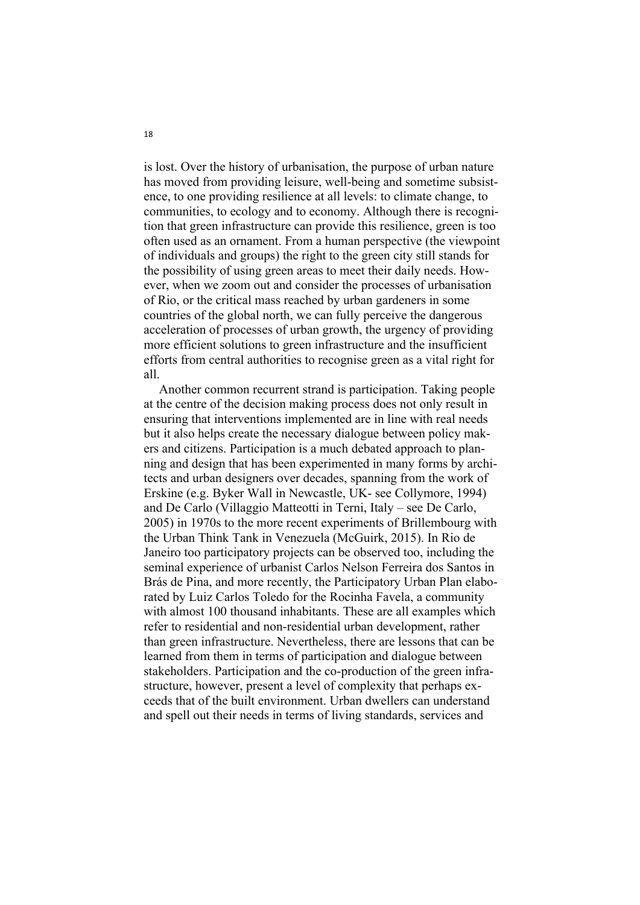is lost. Over the history of urbanisation, the purpose of urban nature has moved from providing leisure, well-being and sometime subsistence, to one providing resilience at all levels: to climate change, to communities, to ecology and to economy. Although there is recognition that green infrastructure can provide this resilience, green is too often used as an ornament. From a human perspective (the viewpoint of individuals and groups) the right to the green city still stands for the possibility of using green areas to meet their daily needs. However, when we zoom out and consider the processes of urbanisation of Rio, or the critical mass reached by urban gardeners in some countries of the global north, we can fully perceive the dangerous acceleration of processes of urban growth, the urgency of providing more efficient solutions to green infrastructure and the insufficient efforts from central authorities to recognise green as a vital right for all.

Another common recurrent strand is participation. Taking people at the centre of the decision making process does not only result in ensuring that interventions implemented are in line with real needs but it also helps create the necessary dialogue between policy makers and citizens. Participation is a much debated approach to planning and design that has been experimented in many forms by architects and urban designers over decades, spanning from the work of Erskine (e.g. Byker Wall in Newcastle, UK- see Collymore, 1994) and De Carlo (Villaggio Matteotti in Terni, Italy – see De Carlo, 2005) in 1970s to the more recent experiments of Brillembourg with the Urban Think Tank in Venezuela (McGuirk, 2015). In Rio de Janeiro too participatory projects can be observed too, including the seminal experience of urbanist Carlos Nelson Ferreira dos Santos in Brás de Pina, and more recently, the Participatory Urban Plan elaborated by Luiz Carlos Toledo for the Rocinha Favela, a community with almost 100 thousand inhabitants. These are all examples which refer to residential and non-residential urban development, rather than green infrastructure. Nevertheless, there are lessons that can be learned from them in terms of participation and dialogue between stakeholders. Participation and the co-production of the green infrastructure, however, present a level of complexity that perhaps exceeds that of the built environment. Urban dwellers can understand and spell out their needs in terms of living standards, services and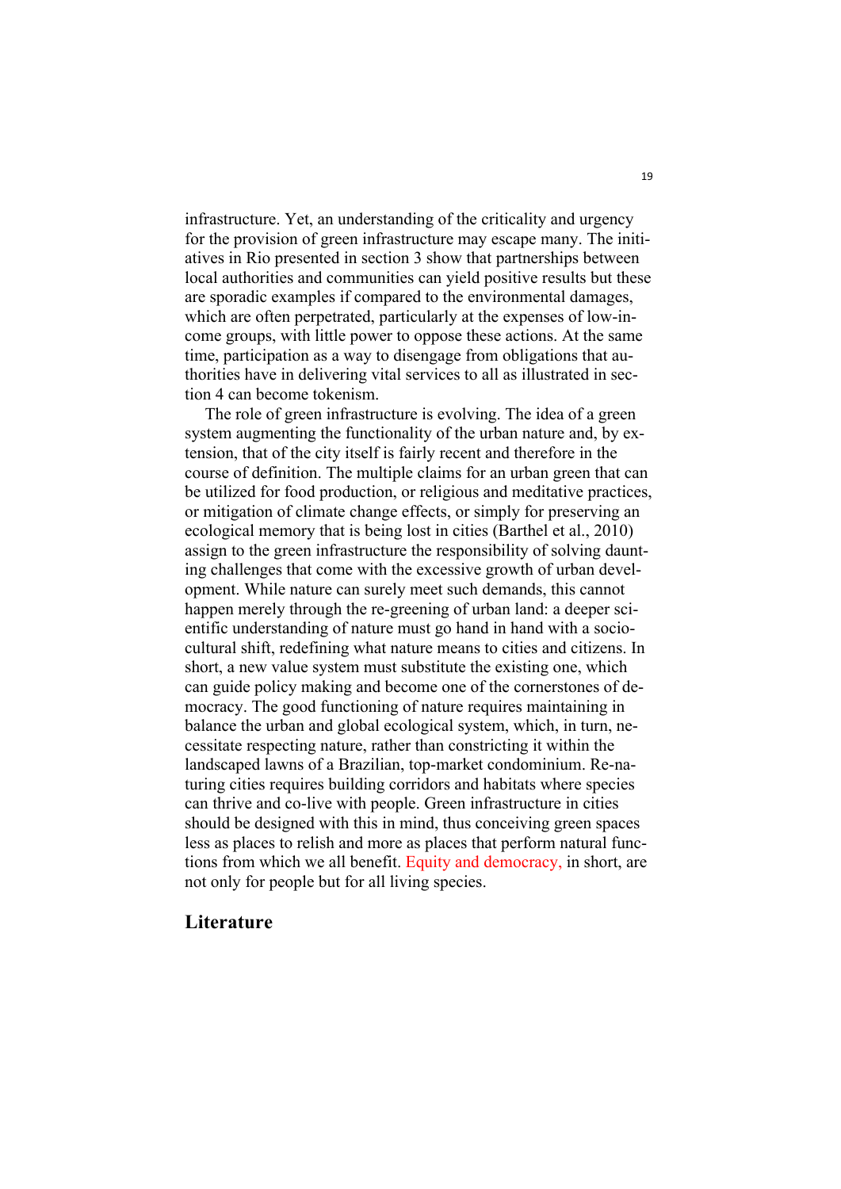infrastructure. Yet, an understanding of the criticality and urgency for the provision of green infrastructure may escape many. The initiatives in Rio presented in section 3 show that partnerships between local authorities and communities can yield positive results but these are sporadic examples if compared to the environmental damages, which are often perpetrated, particularly at the expenses of low-income groups, with little power to oppose these actions. At the same time, participation as a way to disengage from obligations that authorities have in delivering vital services to all as illustrated in section 4 can become tokenism.

The role of green infrastructure is evolving. The idea of a green system augmenting the functionality of the urban nature and, by extension, that of the city itself is fairly recent and therefore in the course of definition. The multiple claims for an urban green that can be utilized for food production, or religious and meditative practices, or mitigation of climate change effects, or simply for preserving an ecological memory that is being lost in cities (Barthel et al., 2010) assign to the green infrastructure the responsibility of solving daunting challenges that come with the excessive growth of urban development. While nature can surely meet such demands, this cannot happen merely through the re-greening of urban land: a deeper scientific understanding of nature must go hand in hand with a socio-cultural shift, redefining what nature means to cities and citizens. In short, a new value system must substitute the existing one, which can guide policy making and become one of the cornerstones of democracy. The good functioning of nature requires maintaining in balance the urban and global ecological system, which, in turn, necessitate respecting nature, rather than constricting it within the landscaped lawns of a Brazilian, top-market condominium. Re-naturing cities requires building corridors and habitats where species can thrive and co-live with people. Green infrastructure in cities should be designed with this in mind, thus conceiving green spaces less as places to relish and more as places that perform natural functions from which we all benefit. Equity and democracy, in short, are not only for people but for all living species.

## Literature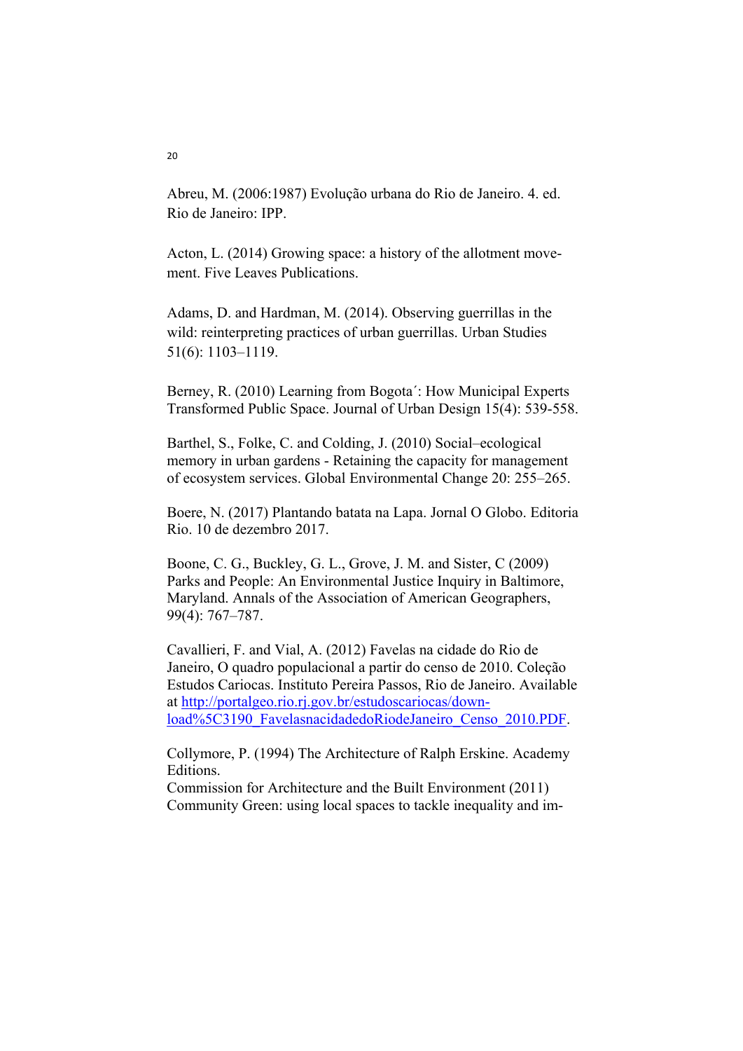Abreu, M. (2006:1987) Evolução urbana do Rio de Janeiro. 4. ed. Rio de Janeiro: IPP.

Acton, L. (2014) Growing space: a history of the allotment movement. Five Leaves Publications.

Adams, D. and Hardman, M. (2014). Observing guerrillas in the wild: reinterpreting practices of urban guerrillas. Urban Studies 51(6): 1103–1119.

Berney, R. (2010) Learning from Bogota´: How Municipal Experts Transformed Public Space. Journal of Urban Design 15(4): 539-558.

Barthel, S., Folke, C. and Colding, J. (2010) Social–ecological memory in urban gardens - Retaining the capacity for management of ecosystem services. Global Environmental Change 20: 255–265.

Boere, N. (2017) Plantando batata na Lapa. Jornal O Globo. Editoria Rio. 10 de dezembro 2017.

Boone, C. G., Buckley, G. L., Grove, J. M. and Sister, C (2009) Parks and People: An Environmental Justice Inquiry in Baltimore, Maryland. Annals of the Association of American Geographers, 99(4): 767–787.

Cavallieri, F. and Vial, A. (2012) Favelas na cidade do Rio de Janeiro, O quadro populacional a partir do censo de 2010. Coleção Estudos Cariocas. Instituto Pereira Passos, Rio de Janeiro. Available at http://portalgeo.rio.rj.gov.br/estudoscariocas/download%5C3190_FavelasnacidadedoRiodeJaneiro_Censo_2010.PDF.

Collymore, P. (1994) The Architecture of Ralph Erskine. Academy Editions.

Commission for Architecture and the Built Environment (2011) Community Green: using local spaces to tackle inequality and im-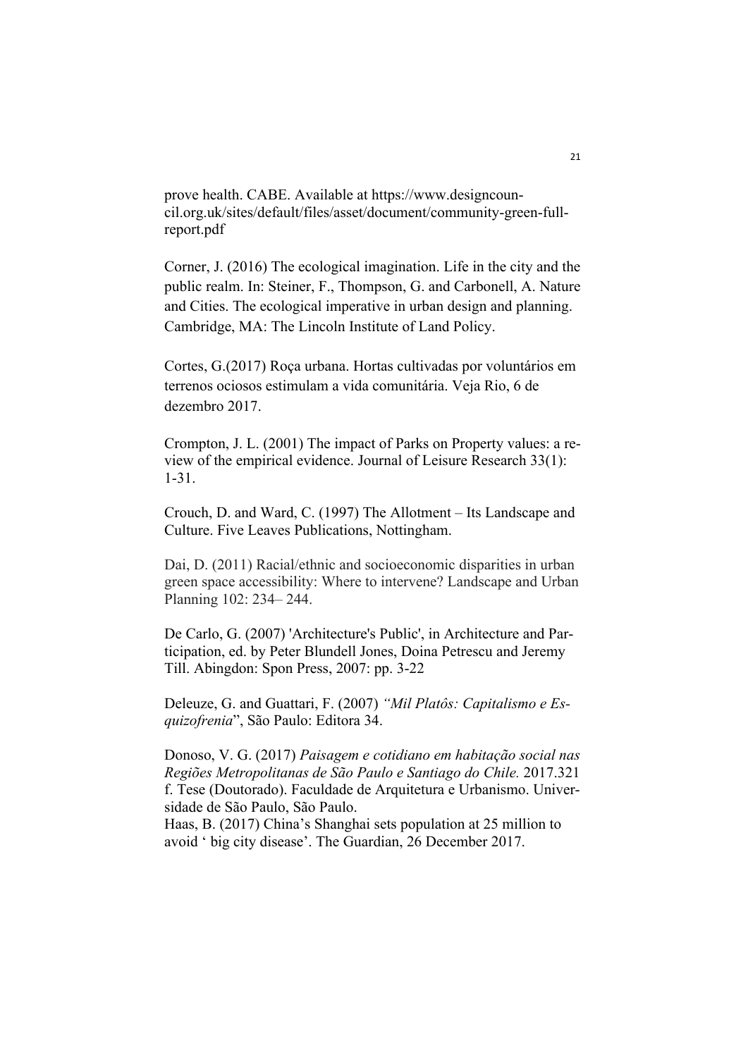prove health. CABE. Available at https://www.designcouncil.org.uk/sites/default/files/asset/document/community-green-full-report.pdf

Corner, J. (2016) The ecological imagination. Life in the city and the public realm. In: Steiner, F., Thompson, G. and Carbonell, A. Nature and Cities. The ecological imperative in urban design and planning. Cambridge, MA: The Lincoln Institute of Land Policy.

Cortes, G.(2017) Roça urbana. Hortas cultivadas por voluntários em terrenos ociosos estimulam a vida comunitária. Veja Rio, 6 de dezembro 2017.

Crompton, J. L. (2001) The impact of Parks on Property values: a review of the empirical evidence. Journal of Leisure Research 33(1): 1-31.

Crouch, D. and Ward, C. (1997) The Allotment – Its Landscape and Culture. Five Leaves Publications, Nottingham.

Dai, D. (2011) Racial/ethnic and socioeconomic disparities in urban green space accessibility: Where to intervene? Landscape and Urban Planning 102: 234– 244.

De Carlo, G. (2007) 'Architecture's Public', in Architecture and Participation, ed. by Peter Blundell Jones, Doina Petrescu and Jeremy Till. Abingdon: Spon Press, 2007: pp. 3-22

Deleuze, G. and Guattari, F. (2007) *"Mil Platôs: Capitalismo e Esquizofrenia*", São Paulo: Editora 34.

Donoso, V. G. (2017) *Paisagem e cotidiano em habitação social nas Regiões Metropolitanas de São Paulo e Santiago do Chile.* 2017.321 f. Tese (Doutorado). Faculdade de Arquitetura e Urbanismo. Universidade de São Paulo, São Paulo.

Haas, B. (2017) China's Shanghai sets population at 25 million to avoid ' big city disease'. The Guardian, 26 December 2017.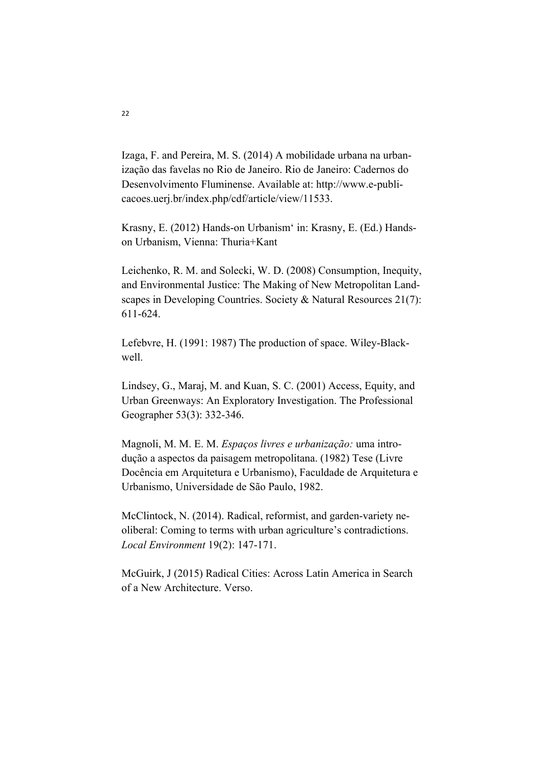Izaga, F. and Pereira, M. S. (2014) A mobilidade urbana na urbanização das favelas no Rio de Janeiro. Rio de Janeiro: Cadernos do Desenvolvimento Fluminense. Available at: http://www.e-publicacoes.uerj.br/index.php/cdf/article/view/11533.

Krasny, E. (2012) Hands-on Urbanism' in: Krasny, E. (Ed.) Hands-on Urbanism, Vienna: Thuria+Kant

Leichenko, R. M. and Solecki, W. D. (2008) Consumption, Inequity, and Environmental Justice: The Making of New Metropolitan Landscapes in Developing Countries. Society & Natural Resources 21(7): 611-624.

Lefebvre, H. (1991: 1987) The production of space. Wiley-Blackwell.

Lindsey, G., Maraj, M. and Kuan, S. C. (2001) Access, Equity, and Urban Greenways: An Exploratory Investigation. The Professional Geographer 53(3): 332-346.

Magnoli, M. M. E. M. *Espaços livres e urbanização:* uma introdução a aspectos da paisagem metropolitana. (1982) Tese (Livre Docência em Arquitetura e Urbanismo), Faculdade de Arquitetura e Urbanismo, Universidade de São Paulo, 1982.

McClintock, N. (2014). Radical, reformist, and garden-variety neoliberal: Coming to terms with urban agriculture's contradictions. *Local Environment* 19(2): 147-171.

McGuirk, J (2015) Radical Cities: Across Latin America in Search of a New Architecture. Verso.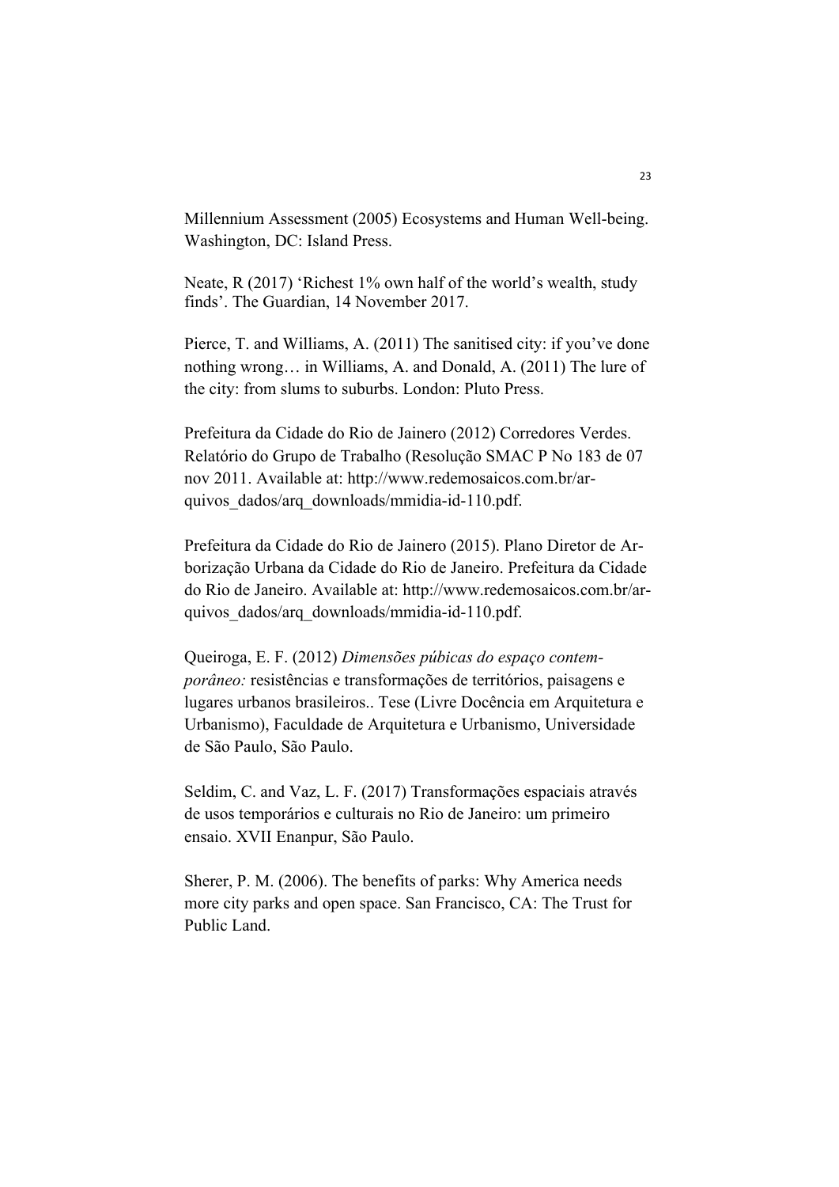Millennium Assessment (2005) Ecosystems and Human Well-being. Washington, DC: Island Press.

Neate, R (2017) 'Richest 1% own half of the world's wealth, study finds'. The Guardian, 14 November 2017.

Pierce, T. and Williams, A. (2011) The sanitised city: if you've done nothing wrong… in Williams, A. and Donald, A. (2011) The lure of the city: from slums to suburbs. London: Pluto Press.

Prefeitura da Cidade do Rio de Jainero (2012) Corredores Verdes. Relatório do Grupo de Trabalho (Resolução SMAC P No 183 de 07 nov 2011. Available at: http://www.redemosaicos.com.br/arquivos_dados/arq_downloads/mmidia-id-110.pdf.

Prefeitura da Cidade do Rio de Jainero (2015). Plano Diretor de Arborização Urbana da Cidade do Rio de Janeiro. Prefeitura da Cidade do Rio de Janeiro. Available at: http://www.redemosaicos.com.br/arquivos_dados/arq_downloads/mmidia-id-110.pdf.

Queiroga, E. F. (2012) *Dimensões púbicas do espaço contemporâneo:* resistências e transformações de territórios, paisagens e lugares urbanos brasileiros.. Tese (Livre Docência em Arquitetura e Urbanismo), Faculdade de Arquitetura e Urbanismo, Universidade de São Paulo, São Paulo.

Seldim, C. and Vaz, L. F. (2017) Transformações espaciais através de usos temporários e culturais no Rio de Janeiro: um primeiro ensaio. XVII Enanpur, São Paulo.

Sherer, P. M. (2006). The benefits of parks: Why America needs more city parks and open space. San Francisco, CA: The Trust for Public Land.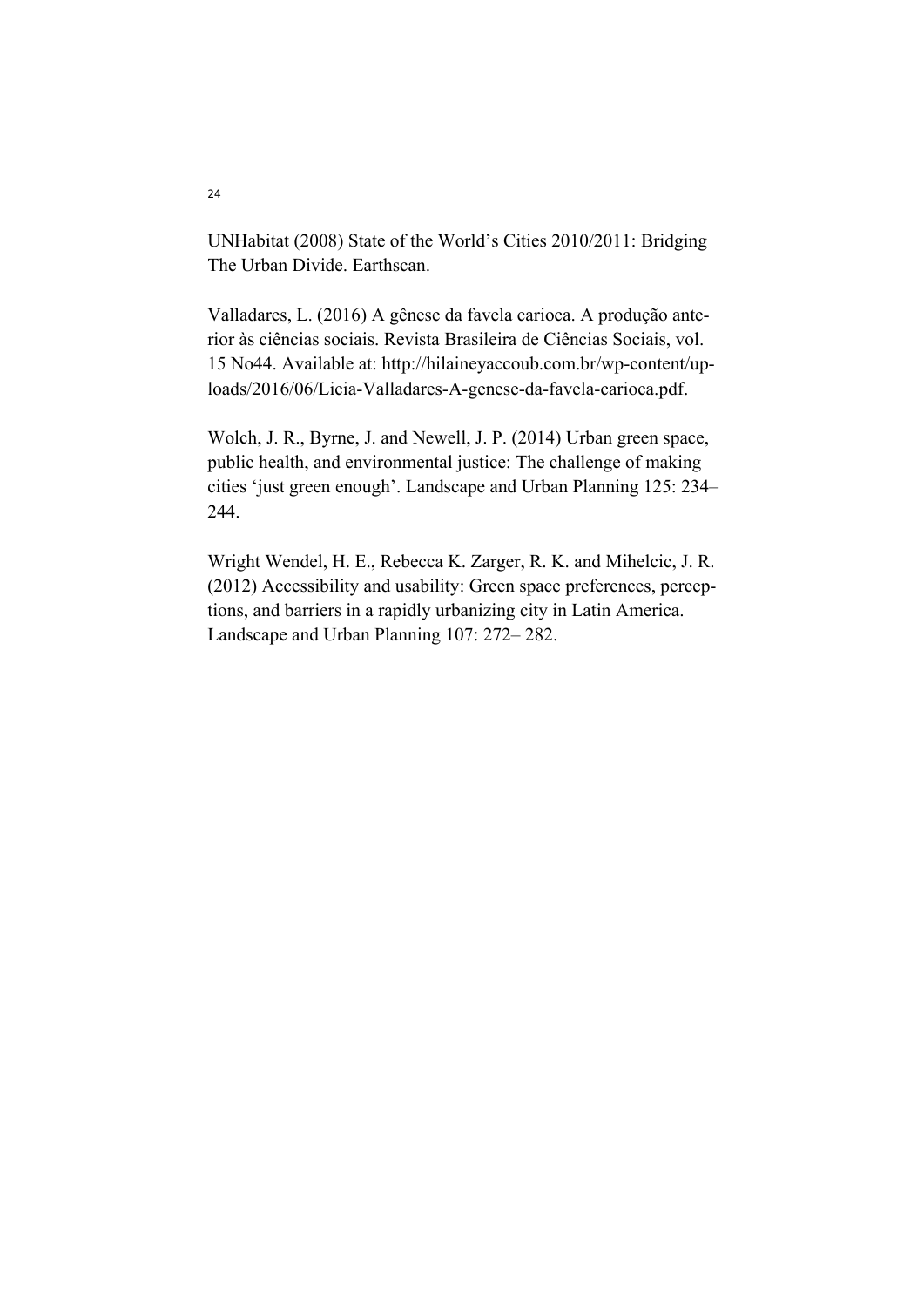UNHabitat (2008) State of the World's Cities 2010/2011: Bridging The Urban Divide. Earthscan.

Valladares, L. (2016) A gênese da favela carioca. A produção anterior às ciências sociais. Revista Brasileira de Ciências Sociais, vol. 15 No44. Available at: http://hilaineyaccoub.com.br/wp-content/uploads/2016/06/Licia-Valladares-A-genese-da-favela-carioca.pdf.

Wolch, J. R., Byrne, J. and Newell, J. P. (2014) Urban green space, public health, and environmental justice: The challenge of making cities 'just green enough'. Landscape and Urban Planning 125: 234–244.

Wright Wendel, H. E., Rebecca K. Zarger, R. K. and Mihelcic, J. R. (2012) Accessibility and usability: Green space preferences, perceptions, and barriers in a rapidly urbanizing city in Latin America. Landscape and Urban Planning 107: 272– 282.